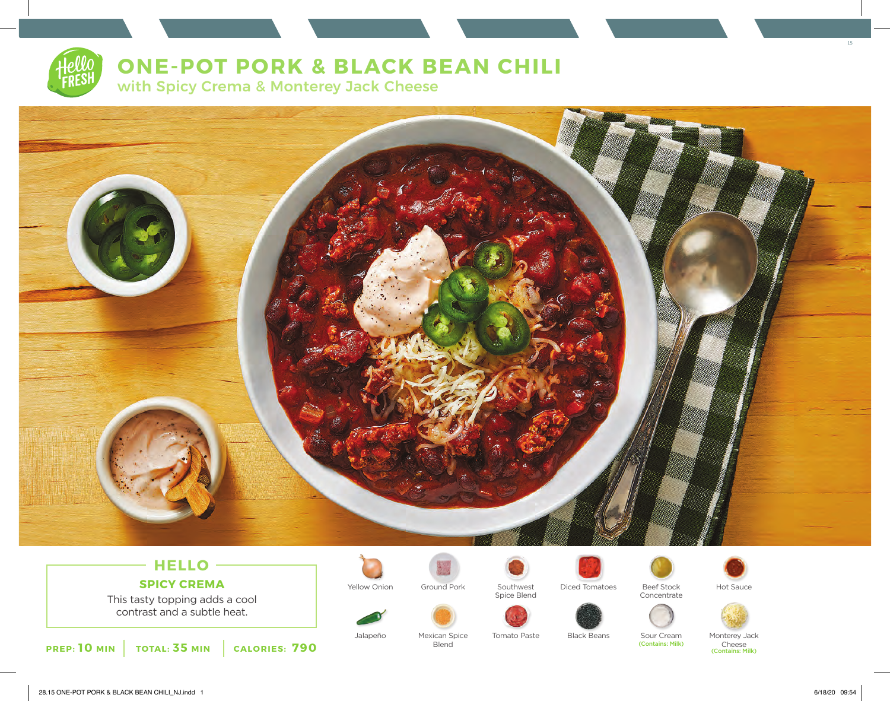# ONE-POT PORK & BLACK BEAN CHILI

## with Spicy Crema & Monterey Jack Cheese

### HELLO

**SPICY CREMA**

This tasty topping adds a cool contrast and a subtle heat.

**PREP: 10 MIN** | **TOTAL: 35 MIN** | **CALORIES: 790**

- Yellow Onion
- Ground Pork
- Southwest Spice Blend
- Diced Tomatoes
- Beef Stock Concentrate
- Hot Sauce
- Jalapeño
- Mexican Spice Blend
- Tomato Paste
- Black Beans
- Sour Cream (Contains: Milk)
- Monterey Jack Cheese (Contains: Milk)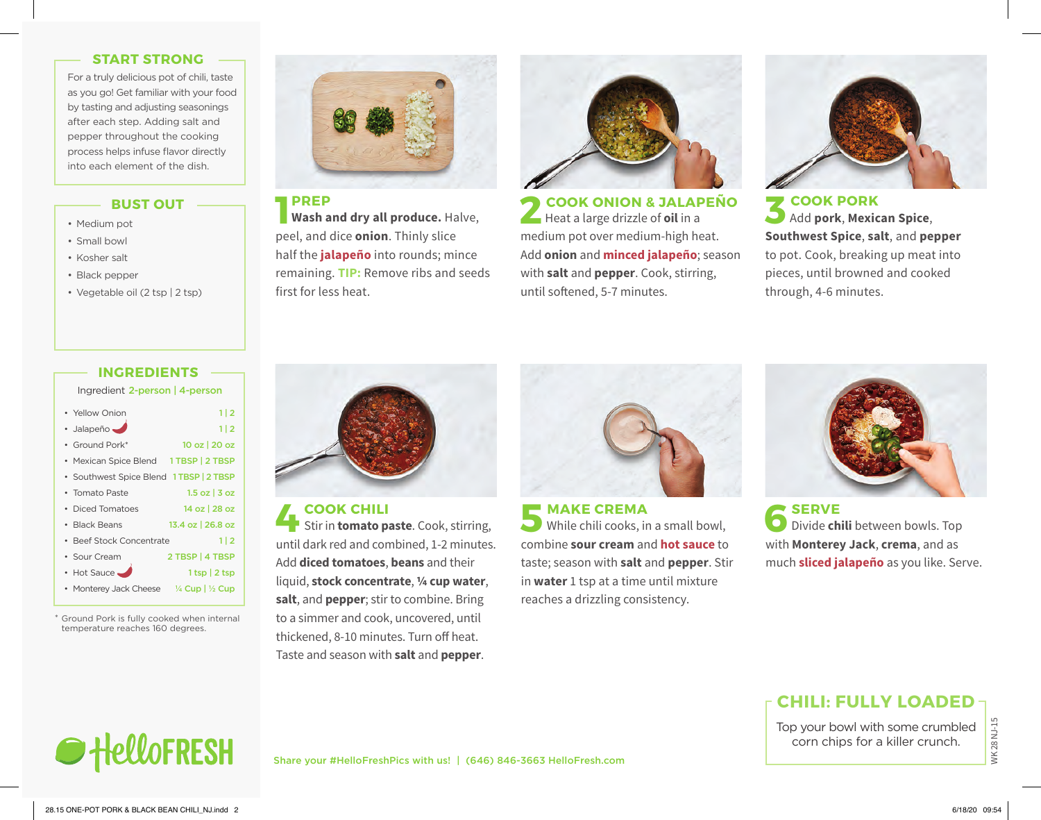## START STRONG

For a truly delicious pot of chili, taste as you go! Get familiar with your food by tasting and adjusting seasonings after each step. Adding salt and pepper throughout the cooking process helps infuse flavor directly into each element of the dish.

## BUST OUT

- Medium pot
- Small bowl
- Kosher salt
- Black pepper
- Vegetable oil (2 tsp | 2 tsp)

## INGREDIENTS

| Ingredient | 2-person \| 4-person |
|---|---|
| Yellow Onion | 1 \| 2 |
| Jalapeño | 1 \| 2 |
| Ground Pork* | 10 oz \| 20 oz |
| Mexican Spice Blend | 1 TBSP \| 2 TBSP |
| Southwest Spice Blend | 1 TBSP \| 2 TBSP |
| Tomato Paste | 1.5 oz \| 3 oz |
| Diced Tomatoes | 14 oz \| 28 oz |
| Black Beans | 13.4 oz \| 26.8 oz |
| Beef Stock Concentrate | 1 \| 2 |
| Sour Cream | 2 TBSP \| 4 TBSP |
| Hot Sauce | 1 tsp \| 2 tsp |
| Monterey Jack Cheese | ¼ Cup \| ½ Cup |

* Ground Pork is fully cooked when internal temperature reaches 160 degrees.

## 1 PREP

**Wash and dry all produce.** Halve, peel, and dice **onion**. Thinly slice half the **jalapeño** into rounds; mince remaining. **TIP:** Remove ribs and seeds first for less heat.

## 2 COOK ONION & JALAPEÑO

Heat a large drizzle of **oil** in a medium pot over medium-high heat. Add **onion** and **minced jalapeño**; season with **salt** and **pepper**. Cook, stirring, until softened, 5-7 minutes.

## 3 COOK PORK

Add **pork**, **Mexican Spice**, **Southwest Spice**, **salt**, and **pepper** to pot. Cook, breaking up meat into pieces, until browned and cooked through, 4-6 minutes.

## 4 COOK CHILI

Stir in **tomato paste**. Cook, stirring, until dark red and combined, 1-2 minutes. Add **diced tomatoes**, **beans** and their liquid, **stock concentrate**, **¼ cup water**, **salt**, and **pepper**; stir to combine. Bring to a simmer and cook, uncovered, until thickened, 8-10 minutes. Turn off heat. Taste and season with **salt** and **pepper**.

## 5 MAKE CREMA

While chili cooks, in a small bowl, combine **sour cream** and **hot sauce** to taste; season with **salt** and **pepper**. Stir in **water** 1 tsp at a time until mixture reaches a drizzling consistency.

## 6 SERVE

Divide **chili** between bowls. Top with **Monterey Jack**, **crema**, and as much **sliced jalapeño** as you like. Serve.

## CHILI: FULLY LOADED

Top your bowl with some crumbled corn chips for a killer crunch.

HelloFRESH

Share your #HelloFreshPics with us! | (646) 846-3663 HelloFresh.com

WK 28 NJ-15